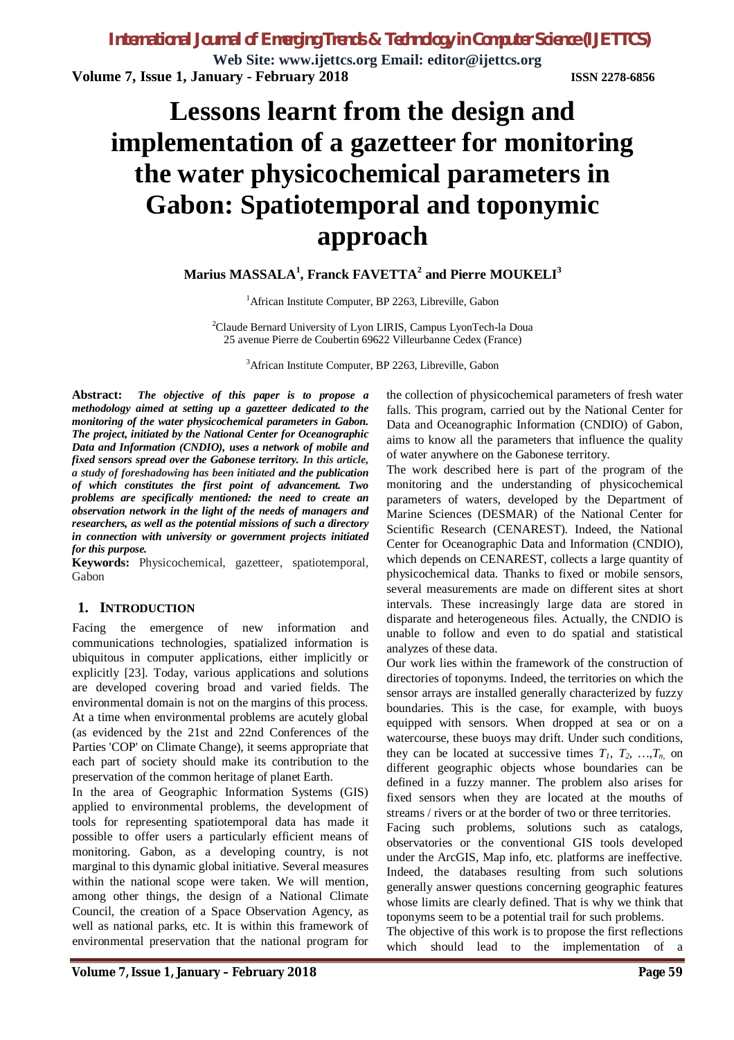# Lessons learnt from the design and implementation of a gazetteer for monitoring the water physicochemical parameters in Gabon: Spatiotemporal and toponymic approach

**Marius MASSALA[1], Franck FAVETTA[2] and Pierre MOUKELI[3]**

[1]African Institute Computer, BP 2263, Libreville, Gabon

[2]Claude Bernard University of Lyon LIRIS, Campus LyonTech-la Doua
25 avenue Pierre de Coubertin 69622 Villeurbanne Cedex (France)

[3]African Institute Computer, BP 2263, Libreville, Gabon

**Abstract:** ***The objective of this paper is to propose a methodology aimed at setting up a gazetteer dedicated to the monitoring of the water physicochemical parameters in Gabon. The project, initiated by the National Center for Oceanographic Data and Information (CNDIO), uses a network of mobile and fixed sensors spread over the Gabonese territory. In this article, a study of foreshadowing has been initiated and the publication of which constitutes the first point of advancement. Two problems are specifically mentioned: the need to create an observation network in the light of the needs of managers and researchers, as well as the potential missions of such a directory in connection with university or government projects initiated for this purpose.***

**Keywords:** Physicochemical, gazetteer, spatiotemporal, Gabon

## 1. INTRODUCTION

Facing the emergence of new information and communications technologies, spatialized information is ubiquitous in computer applications, either implicitly or explicitly [23]. Today, various applications and solutions are developed covering broad and varied fields. The environmental domain is not on the margins of this process. At a time when environmental problems are acutely global (as evidenced by the 21st and 22nd Conferences of the Parties 'COP' on Climate Change), it seems appropriate that each part of society should make its contribution to the preservation of the common heritage of planet Earth.

In the area of Geographic Information Systems (GIS) applied to environmental problems, the development of tools for representing spatiotemporal data has made it possible to offer users a particularly efficient means of monitoring. Gabon, as a developing country, is not marginal to this dynamic global initiative. Several measures within the national scope were taken. We will mention, among other things, the design of a National Climate Council, the creation of a Space Observation Agency, as well as national parks, etc. It is within this framework of environmental preservation that the national program for the collection of physicochemical parameters of fresh water falls. This program, carried out by the National Center for Data and Oceanographic Information (CNDIO) of Gabon, aims to know all the parameters that influence the quality of water anywhere on the Gabonese territory.

The work described here is part of the program of the monitoring and the understanding of physicochemical parameters of waters, developed by the Department of Marine Sciences (DESMAR) of the National Center for Scientific Research (CENAREST). Indeed, the National Center for Oceanographic Data and Information (CNDIO), which depends on CENAREST, collects a large quantity of physicochemical data. Thanks to fixed or mobile sensors, several measurements are made on different sites at short intervals. These increasingly large data are stored in disparate and heterogeneous files. Actually, the CNDIO is unable to follow and even to do spatial and statistical analyzes of these data.

Our work lies within the framework of the construction of directories of toponyms. Indeed, the territories on which the sensor arrays are installed generally characterized by fuzzy boundaries. This is the case, for example, with buoys equipped with sensors. When dropped at sea or on a watercourse, these buoys may drift. Under such conditions, they can be located at successive times $T_1$, $T_2$, …,$T_n$, on different geographic objects whose boundaries can be defined in a fuzzy manner. The problem also arises for fixed sensors when they are located at the mouths of streams / rivers or at the border of two or three territories.

Facing such problems, solutions such as catalogs, observatories or the conventional GIS tools developed under the ArcGIS, Map info, etc. platforms are ineffective. Indeed, the databases resulting from such solutions generally answer questions concerning geographic features whose limits are clearly defined. That is why we think that toponyms seem to be a potential trail for such problems.

The objective of this work is to propose the first reflections which should lead to the implementation of a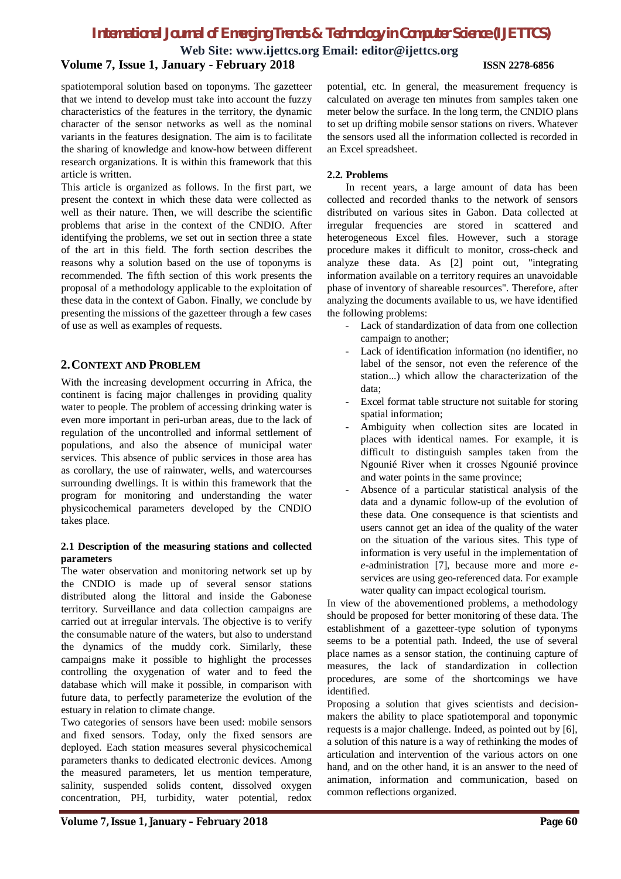spatiotemporal solution based on toponyms. The gazetteer that we intend to develop must take into account the fuzzy characteristics of the features in the territory, the dynamic character of the sensor networks as well as the nominal variants in the features designation. The aim is to facilitate the sharing of knowledge and know-how between different research organizations. It is within this framework that this article is written.

This article is organized as follows. In the first part, we present the context in which these data were collected as well as their nature. Then, we will describe the scientific problems that arise in the context of the CNDIO. After identifying the problems, we set out in section three a state of the art in this field. The forth section describes the reasons why a solution based on the use of toponyms is recommended. The fifth section of this work presents the proposal of a methodology applicable to the exploitation of these data in the context of Gabon. Finally, we conclude by presenting the missions of the gazetteer through a few cases of use as well as examples of requests.

## 2. CONTEXT AND PROBLEM

With the increasing development occurring in Africa, the continent is facing major challenges in providing quality water to people. The problem of accessing drinking water is even more important in peri-urban areas, due to the lack of regulation of the uncontrolled and informal settlement of populations, and also the absence of municipal water services. This absence of public services in those area has as corollary, the use of rainwater, wells, and watercourses surrounding dwellings. It is within this framework that the program for monitoring and understanding the water physicochemical parameters developed by the CNDIO takes place.

### 2.1 Description of the measuring stations and collected parameters

The water observation and monitoring network set up by the CNDIO is made up of several sensor stations distributed along the littoral and inside the Gabonese territory. Surveillance and data collection campaigns are carried out at irregular intervals. The objective is to verify the consumable nature of the waters, but also to understand the dynamics of the muddy cork. Similarly, these campaigns make it possible to highlight the processes controlling the oxygenation of water and to feed the database which will make it possible, in comparison with future data, to perfectly parameterize the evolution of the estuary in relation to climate change.

Two categories of sensors have been used: mobile sensors and fixed sensors. Today, only the fixed sensors are deployed. Each station measures several physicochemical parameters thanks to dedicated electronic devices. Among the measured parameters, let us mention temperature, salinity, suspended solids content, dissolved oxygen concentration, PH, turbidity, water potential, redox potential, etc. In general, the measurement frequency is calculated on average ten minutes from samples taken one meter below the surface. In the long term, the CNDIO plans to set up drifting mobile sensor stations on rivers. Whatever the sensors used all the information collected is recorded in an Excel spreadsheet.

### 2.2. Problems

In recent years, a large amount of data has been collected and recorded thanks to the network of sensors distributed on various sites in Gabon. Data collected at irregular frequencies are stored in scattered and heterogeneous Excel files. However, such a storage procedure makes it difficult to monitor, cross-check and analyze these data. As [2] point out, "integrating information available on a territory requires an unavoidable phase of inventory of shareable resources". Therefore, after analyzing the documents available to us, we have identified the following problems:

- Lack of standardization of data from one collection campaign to another;
- Lack of identification information (no identifier, no label of the sensor, not even the reference of the station...) which allow the characterization of the data;
- Excel format table structure not suitable for storing spatial information;
- Ambiguity when collection sites are located in places with identical names. For example, it is difficult to distinguish samples taken from the Ngounié River when it crosses Ngounié province and water points in the same province;
- Absence of a particular statistical analysis of the data and a dynamic follow-up of the evolution of these data. One consequence is that scientists and users cannot get an idea of the quality of the water on the situation of the various sites. This type of information is very useful in the implementation of *e*-administration [7], because more and more *e*-services are using geo-referenced data. For example water quality can impact ecological tourism.

In view of the abovementioned problems, a methodology should be proposed for better monitoring of these data. The establishment of a gazetteer-type solution of typonyms seems to be a potential path. Indeed, the use of several place names as a sensor station, the continuing capture of measures, the lack of standardization in collection procedures, are some of the shortcomings we have identified.

Proposing a solution that gives scientists and decision-makers the ability to place spatiotemporal and toponymic requests is a major challenge. Indeed, as pointed out by [6], a solution of this nature is a way of rethinking the modes of articulation and intervention of the various actors on one hand, and on the other hand, it is an answer to the need of animation, information and communication, based on common reflections organized.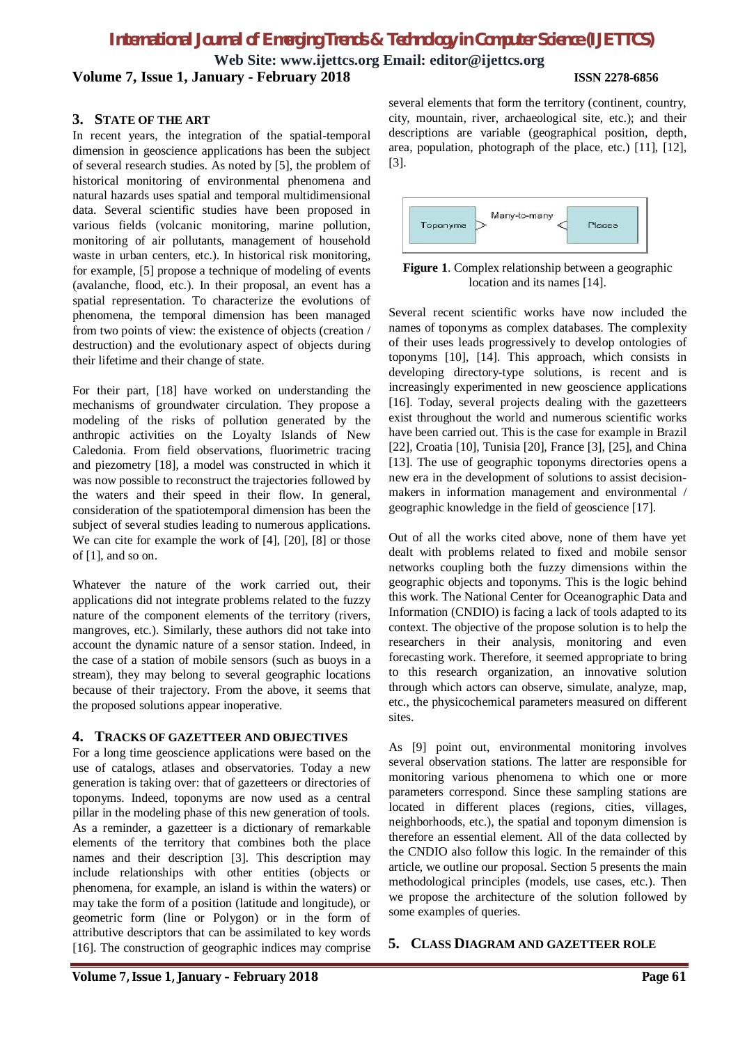## 3. State of the Art

In recent years, the integration of the spatial-temporal dimension in geoscience applications has been the subject of several research studies. As noted by [5], the problem of historical monitoring of environmental phenomena and natural hazards uses spatial and temporal multidimensional data. Several scientific studies have been proposed in various fields (volcanic monitoring, marine pollution, monitoring of air pollutants, management of household waste in urban centers, etc.). In historical risk monitoring, for example, [5] propose a technique of modeling of events (avalanche, flood, etc.). In their proposal, an event has a spatial representation. To characterize the evolutions of phenomena, the temporal dimension has been managed from two points of view: the existence of objects (creation / destruction) and the evolutionary aspect of objects during their lifetime and their change of state.

For their part, [18] have worked on understanding the mechanisms of groundwater circulation. They propose a modeling of the risks of pollution generated by the anthropic activities on the Loyalty Islands of New Caledonia. From field observations, fluorimetric tracing and piezometry [18], a model was constructed in which it was now possible to reconstruct the trajectories followed by the waters and their speed in their flow. In general, consideration of the spatiotemporal dimension has been the subject of several studies leading to numerous applications. We can cite for example the work of [4], [20], [8] or those of [1], and so on.

Whatever the nature of the work carried out, their applications did not integrate problems related to the fuzzy nature of the component elements of the territory (rivers, mangroves, etc.). Similarly, these authors did not take into account the dynamic nature of a sensor station. Indeed, in the case of a station of mobile sensors (such as buoys in a stream), they may belong to several geographic locations because of their trajectory. From the above, it seems that the proposed solutions appear inoperative.

## 4. Tracks of Gazetteer and Objectives

For a long time geoscience applications were based on the use of catalogs, atlases and observatories. Today a new generation is taking over: that of gazetteers or directories of toponyms. Indeed, toponyms are now used as a central pillar in the modeling phase of this new generation of tools. As a reminder, a gazetteer is a dictionary of remarkable elements of the territory that combines both the place names and their description [3]. This description may include relationships with other entities (objects or phenomena, for example, an island is within the waters) or may take the form of a position (latitude and longitude), or geometric form (line or Polygon) or in the form of attributive descriptors that can be assimilated to key words [16]. The construction of geographic indices may comprise several elements that form the territory (continent, country, city, mountain, river, archaeological site, etc.); and their descriptions are variable (geographical position, depth, area, population, photograph of the place, etc.) [11], [12], [3].

Toponyme > Many-to-many < Places

**Figure 1**. Complex relationship between a geographic location and its names [14].

Several recent scientific works have now included the names of toponyms as complex databases. The complexity of their uses leads progressively to develop ontologies of toponyms [10], [14]. This approach, which consists in developing directory-type solutions, is recent and is increasingly experimented in new geoscience applications [16]. Today, several projects dealing with the gazetteers exist throughout the world and numerous scientific works have been carried out. This is the case for example in Brazil [22], Croatia [10], Tunisia [20], France [3], [25], and China [13]. The use of geographic toponyms directories opens a new era in the development of solutions to assist decision-makers in information management and environmental / geographic knowledge in the field of geoscience [17].

Out of all the works cited above, none of them have yet dealt with problems related to fixed and mobile sensor networks coupling both the fuzzy dimensions within the geographic objects and toponyms. This is the logic behind this work. The National Center for Oceanographic Data and Information (CNDIO) is facing a lack of tools adapted to its context. The objective of the propose solution is to help the researchers in their analysis, monitoring and even forecasting work. Therefore, it seemed appropriate to bring to this research organization, an innovative solution through which actors can observe, simulate, analyze, map, etc., the physicochemical parameters measured on different sites.

As [9] point out, environmental monitoring involves several observation stations. The latter are responsible for monitoring various phenomena to which one or more parameters correspond. Since these sampling stations are located in different places (regions, cities, villages, neighborhoods, etc.), the spatial and toponym dimension is therefore an essential element. All of the data collected by the CNDIO also follow this logic. In the remainder of this article, we outline our proposal. Section 5 presents the main methodological principles (models, use cases, etc.). Then we propose the architecture of the solution followed by some examples of queries.

## 5. Class Diagram and Gazetteer Role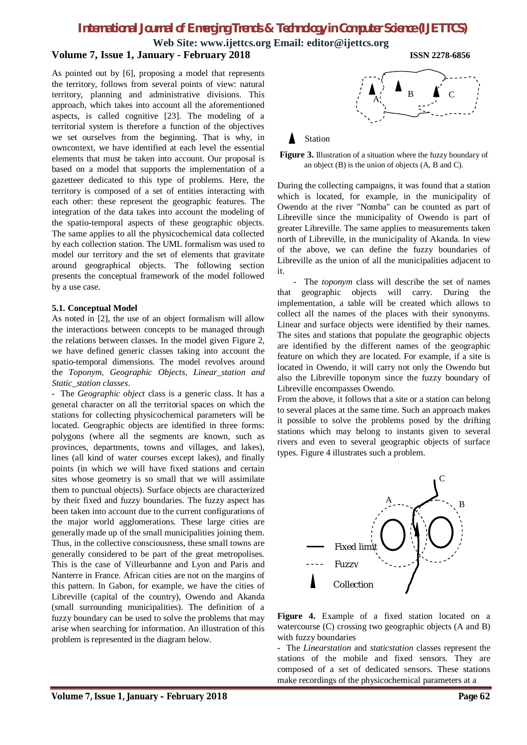As pointed out by [6], proposing a model that represents the territory, follows from several points of view: natural territory, planning and administrative divisions. This approach, which takes into account all the aforementioned aspects, is called cognitive [23]. The modeling of a territorial system is therefore a function of the objectives we set ourselves from the beginning. That is why, in owncontext, we have identified at each level the essential elements that must be taken into account. Our proposal is based on a model that supports the implementation of a gazetteer dedicated to this type of problems. Here, the territory is composed of a set of entities interacting with each other: these represent the geographic features. The integration of the data takes into account the modeling of the spatio-temporal aspects of these geographic objects. The same applies to all the physicochemical data collected by each collection station. The UML formalism was used to model our territory and the set of elements that gravitate around geographical objects. The following section presents the conceptual framework of the model followed by a use case.

### 5.1. Conceptual Model

As noted in [2], the use of an object formalism will allow the interactions between concepts to be managed through the relations between classes. In the model given Figure 2, we have defined generic classes taking into account the spatio-temporal dimensions. The model revolves around the *Toponym, Geographic Objects, Linear_station and Static_station classes*.

- The *Geographic object* class is a generic class. It has a general character on all the territorial spaces on which the stations for collecting physicochemical parameters will be located. Geographic objects are identified in three forms: polygons (where all the segments are known, such as provinces, departments, towns and villages, and lakes), lines (all kind of water courses except lakes), and finally points (in which we will have fixed stations and certain sites whose geometry is so small that we will assimilate them to punctual objects). Surface objects are characterized by their fixed and fuzzy boundaries. The fuzzy aspect has been taken into account due to the current configurations of the major world agglomerations. These large cities are generally made up of the small municipalities joining them. Thus, in the collective consciousness, these small towns are generally considered to be part of the great metropolises. This is the case of Villeurbanne and Lyon and Paris and Nanterre in France. African cities are not on the margins of this pattern. In Gabon, for example, we have the cities of Libreville (capital of the country), Owendo and Akanda (small surrounding municipalities). The definition of a fuzzy boundary can be used to solve the problems that may arise when searching for information. An illustration of this problem is represented in the diagram below.

**Figure 3.** Illustration of a situation where the fuzzy boundary of an object (B) is the union of objects (A, B and C).

During the collecting campaigns, it was found that a station which is located, for example, in the municipality of Owendo at the river "Nomba" can be counted as part of Libreville since the municipality of Owendo is part of greater Libreville. The same applies to measurements taken north of Libreville, in the municipality of Akanda. In view of the above, we can define the fuzzy boundaries of Libreville as the union of all the municipalities adjacent to it.

- The *toponym* class will describe the set of names that geographic objects will carry. During the implementation, a table will be created which allows to collect all the names of the places with their synonyms. Linear and surface objects were identified by their names. The sites and stations that populate the geographic objects are identified by the different names of the geographic feature on which they are located. For example, if a site is located in Owendo, it will carry not only the Owendo but also the Libreville toponym since the fuzzy boundary of Libreville encompasses Owendo.

From the above, it follows that a site or a station can belong to several places at the same time. Such an approach makes it possible to solve the problems posed by the drifting stations which may belong to instants given to several rivers and even to several geographic objects of surface types. Figure 4 illustrates such a problem.

**Figure 4.** Example of a fixed station located on a watercourse (C) crossing two geographic objects (A and B) with fuzzy boundaries

- The *Linearstation* and *staticstation* classes represent the stations of the mobile and fixed sensors. They are composed of a set of dedicated sensors. These stations make recordings of the physicochemical parameters at a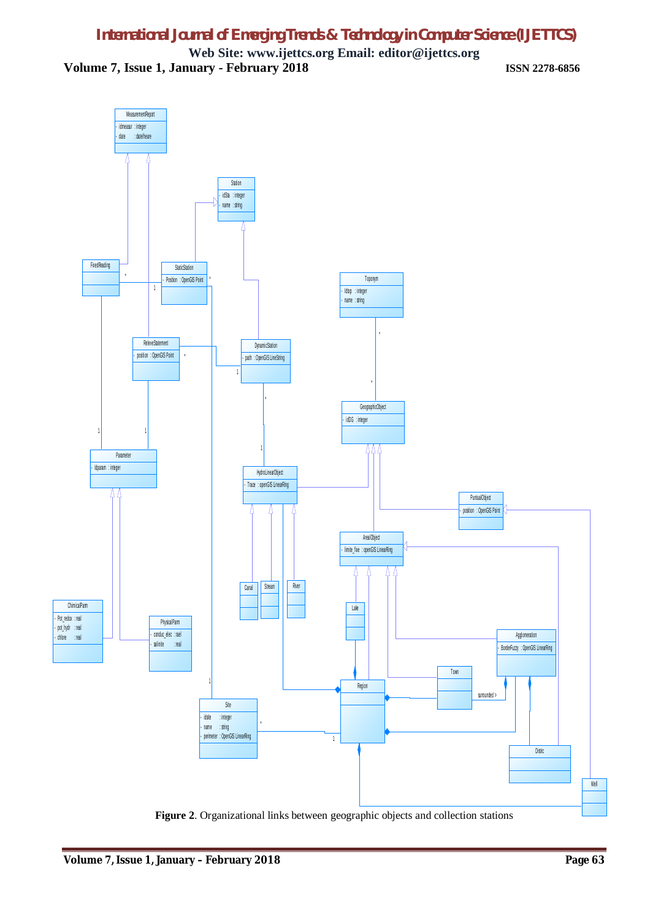**Figure 2**. Organizational links between geographic objects and collection stations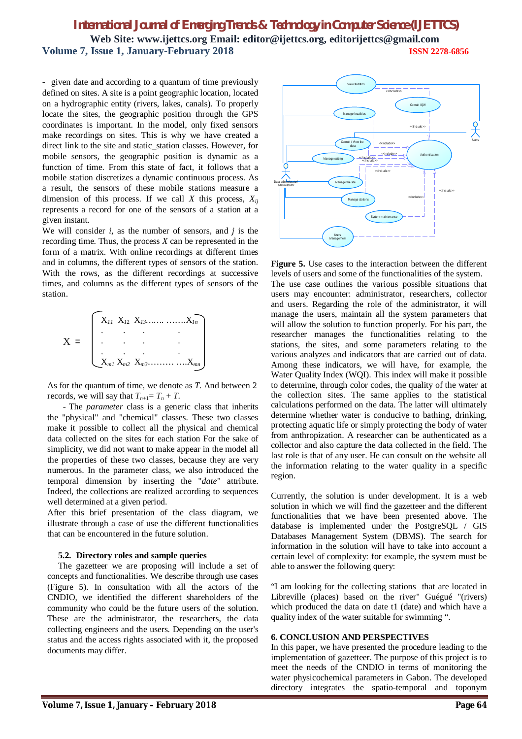- given date and according to a quantum of time previously defined on sites. A site is a point geographic location, located on a hydrographic entity (rivers, lakes, canals). To properly locate the sites, the geographic position through the GPS coordinates is important. In the model, only fixed sensors make recordings on sites. This is why we have created a direct link to the site and static_station classes. However, for mobile sensors, the geographic position is dynamic as a function of time. From this state of fact, it follows that a mobile station discretizes a dynamic continuous process. As a result, the sensors of these mobile stations measure a dimension of this process. If we call $X$ this process, $X_{ij}$ represents a record for one of the sensors of a station at a given instant.

We will consider $i$, as the number of sensors, and $j$ is the recording time. Thus, the process $X$ can be represented in the form of a matrix. With online recordings at different times and in columns, the different types of sensors of the station. With the rows, as the different recordings at successive times, and columns as the different types of sensors of the station.

$$X = \begin{pmatrix} X_{11} & X_{12} & X_{13} \ldots\ldots & \ldots\ldots X_{1n} \\ . & . & . & . \\ . & . & . & . \\ . & . & . & . \\ X_{m1} & X_{m2} & X_{m3} \ldots\ldots & \ldots\ldots X_{mn} \end{pmatrix}$$

As for the quantum of time, we denote as $T$. And between 2 records, we will say that $T_{n+1} = T_n + T$.

- The *parameter* class is a generic class that inherits the "physical" and "chemical" classes. These two classes make it possible to collect all the physical and chemical data collected on the sites for each station For the sake of simplicity, we did not want to make appear in the model all the properties of these two classes, because they are very numerous. In the parameter class, we also introduced the temporal dimension by inserting the "*date*" attribute. Indeed, the collections are realized according to sequences well determined at a given period.

After this brief presentation of the class diagram, we illustrate through a case of use the different functionalities that can be encountered in the future solution.

### 5.2. Directory roles and sample queries

The gazetteer we are proposing will include a set of concepts and functionalities. We describe through use cases (Figure 5). In consultation with all the actors of the CNDIO, we identified the different shareholders of the community who could be the future users of the solution. These are the administrator, the researchers, the data collecting engineers and the users. Depending on the user's status and the access rights associated with it, the proposed documents may differ.

**Figure 5.** Use cases to the interaction between the different levels of users and some of the functionalities of the system.

The use case outlines the various possible situations that users may encounter: administrator, researchers, collector and users. Regarding the role of the administrator, it will manage the users, maintain all the system parameters that will allow the solution to function properly. For his part, the researcher manages the functionalities relating to the stations, the sites, and some parameters relating to the various analyzes and indicators that are carried out of data. Among these indicators, we will have, for example, the Water Quality Index (WQI). This index will make it possible to determine, through color codes, the quality of the water at the collection sites. The same applies to the statistical calculations performed on the data. The latter will ultimately determine whether water is conducive to bathing, drinking, protecting aquatic life or simply protecting the body of water from anthropization. A researcher can be authenticated as a collector and also capture the data collected in the field. The last role is that of any user. He can consult on the website all the information relating to the water quality in a specific region.

Currently, the solution is under development. It is a web solution in which we will find the gazetteer and the different functionalities that we have been presented above. The database is implemented under the PostgreSQL / GIS Databases Management System (DBMS). The search for information in the solution will have to take into account a certain level of complexity: for example, the system must be able to answer the following query:

"I am looking for the collecting stations that are located in Libreville (places) based on the river" Guégué "(rivers) which produced the data on date t1 (date) and which have a quality index of the water suitable for swimming ".

## 6. CONCLUSION AND PERSPECTIVES

In this paper, we have presented the procedure leading to the implementation of gazetteer. The purpose of this project is to meet the needs of the CNDIO in terms of monitoring the water physicochemical parameters in Gabon. The developed directory integrates the spatio-temporal and toponym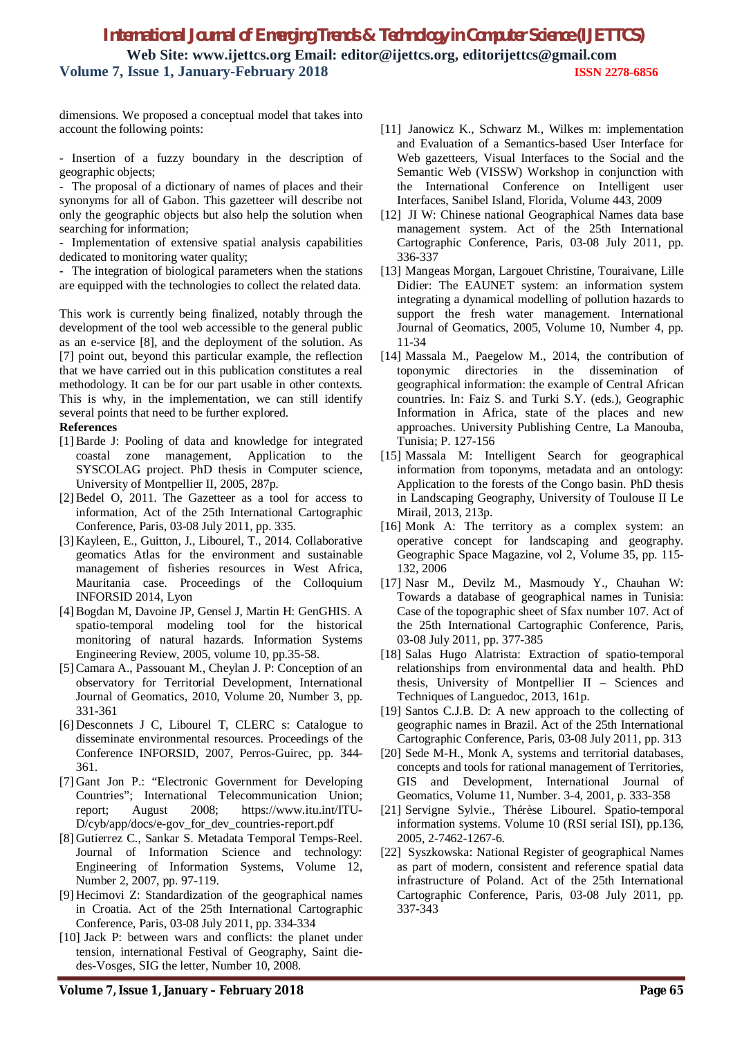dimensions. We proposed a conceptual model that takes into account the following points:

- Insertion of a fuzzy boundary in the description of geographic objects;
- The proposal of a dictionary of names of places and their synonyms for all of Gabon. This gazetteer will describe not only the geographic objects but also help the solution when searching for information;
- Implementation of extensive spatial analysis capabilities dedicated to monitoring water quality;
- The integration of biological parameters when the stations are equipped with the technologies to collect the related data.

This work is currently being finalized, notably through the development of the tool web accessible to the general public as an e-service [8], and the deployment of the solution. As [7] point out, beyond this particular example, the reflection that we have carried out in this publication constitutes a real methodology. It can be for our part usable in other contexts. This is why, in the implementation, we can still identify several points that need to be further explored.

**References**

[1] Barde J: Pooling of data and knowledge for integrated coastal zone management, Application to the SYSCOLAG project. PhD thesis in Computer science, University of Montpellier II, 2005, 287p.

[2] Bedel O, 2011. The Gazetteer as a tool for access to information, Act of the 25th International Cartographic Conference, Paris, 03-08 July 2011, pp. 335.

[3] Kayleen, E., Guitton, J., Libourel, T., 2014. Collaborative geomatics Atlas for the environment and sustainable management of fisheries resources in West Africa, Mauritania case. Proceedings of the Colloquium INFORSID 2014, Lyon

[4] Bogdan M, Davoine JP, Gensel J, Martin H: GenGHIS. A spatio-temporal modeling tool for the historical monitoring of natural hazards. Information Systems Engineering Review, 2005, volume 10, pp.35-58.

[5] Camara A., Passouant M., Cheylan J. P: Conception of an observatory for Territorial Development, International Journal of Geomatics, 2010, Volume 20, Number 3, pp. 331-361

[6] Desconnets J C, Libourel T, CLERC s: Catalogue to disseminate environmental resources. Proceedings of the Conference INFORSID, 2007, Perros-Guirec, pp. 344-361.

[7] Gant Jon P.: "Electronic Government for Developing Countries"; International Telecommunication Union; report; August 2008; https://www.itu.int/ITU-D/cyb/app/docs/e-gov_for_dev_countries-report.pdf

[8] Gutierrez C., Sankar S. Metadata Temporal Temps-Reel. Journal of Information Science and technology: Engineering of Information Systems, Volume 12, Number 2, 2007, pp. 97-119.

[9] Hecimovi Z: Standardization of the geographical names in Croatia. Act of the 25th International Cartographic Conference, Paris, 03-08 July 2011, pp. 334-334

[10] Jack P: between wars and conflicts: the planet under tension, international Festival of Geography, Saint die-des-Vosges, SIG the letter, Number 10, 2008.

[11] Janowicz K., Schwarz M., Wilkes m: implementation and Evaluation of a Semantics-based User Interface for Web gazetteers, Visual Interfaces to the Social and the Semantic Web (VISSW) Workshop in conjunction with the International Conference on Intelligent user Interfaces, Sanibel Island, Florida, Volume 443, 2009

[12] JI W: Chinese national Geographical Names data base management system. Act of the 25th International Cartographic Conference, Paris, 03-08 July 2011, pp. 336-337

[13] Mangeas Morgan, Largouet Christine, Touraivane, Lille Didier: The EAUNET system: an information system integrating a dynamical modelling of pollution hazards to support the fresh water management. International Journal of Geomatics, 2005, Volume 10, Number 4, pp. 11-34

[14] Massala M., Paegelow M., 2014, the contribution of toponymic directories in the dissemination of geographical information: the example of Central African countries. In: Faiz S. and Turki S.Y. (eds.), Geographic Information in Africa, state of the places and new approaches. University Publishing Centre, La Manouba, Tunisia; P. 127-156

[15] Massala M: Intelligent Search for geographical information from toponyms, metadata and an ontology: Application to the forests of the Congo basin. PhD thesis in Landscaping Geography, University of Toulouse II Le Mirail, 2013, 213p.

[16] Monk A: The territory as a complex system: an operative concept for landscaping and geography. Geographic Space Magazine, vol 2, Volume 35, pp. 115-132, 2006

[17] Nasr M., Devilz M., Masmoudy Y., Chauhan W: Towards a database of geographical names in Tunisia: Case of the topographic sheet of Sfax number 107. Act of the 25th International Cartographic Conference, Paris, 03-08 July 2011, pp. 377-385

[18] Salas Hugo Alatrista: Extraction of spatio-temporal relationships from environmental data and health. PhD thesis, University of Montpellier II – Sciences and Techniques of Languedoc, 2013, 161p.

[19] Santos C.J.B. D: A new approach to the collecting of geographic names in Brazil. Act of the 25th International Cartographic Conference, Paris, 03-08 July 2011, pp. 313

[20] Sede M-H., Monk A, systems and territorial databases, concepts and tools for rational management of Territories, GIS and Development, International Journal of Geomatics, Volume 11, Number. 3-4, 2001, p. 333-358

[21] Servigne Sylvie., Thérèse Libourel. Spatio-temporal information systems. Volume 10 (RSI serial ISI), pp.136, 2005, 2-7462-1267-6.

[22] Syszkowska: National Register of geographical Names as part of modern, consistent and reference spatial data infrastructure of Poland. Act of the 25th International Cartographic Conference, Paris, 03-08 July 2011, pp. 337-343